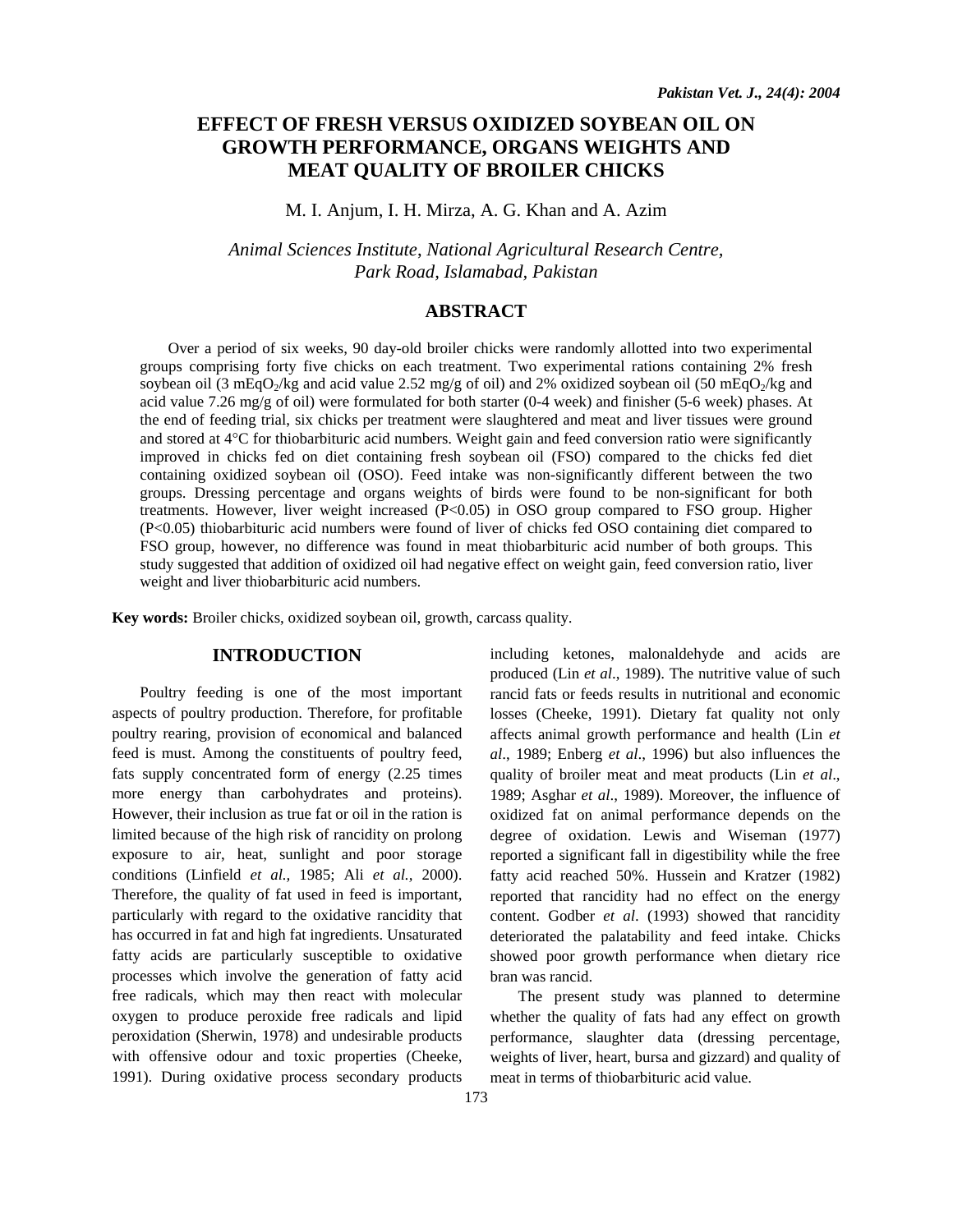# EFFECT OF FRESH VERSUS OXIDIZED SOYBEAN OIL ON GROWTH PERFORMANCE, ORGANS WEIGHTS AND MEAT QUALITY OF BROILER CHICKS

M. I. Anjum, I. H. Mirza, A. G. Khan and A. Azim

*Animal Sciences Institute, National Agricultural Research Centre, Park Road, Islamabad, Pakistan*

## ABSTRACT

Over a period of six weeks, 90 day-old broiler chicks were randomly allotted into two experimental groups comprising forty five chicks on each treatment. Two experimental rations containing 2% fresh soybean oil (3 $mEqO_2$/kg and acid value 2.52 mg/g of oil) and 2% oxidized soybean oil (50 $mEqO_2$/kg and acid value 7.26 mg/g of oil) were formulated for both starter (0-4 week) and finisher (5-6 week) phases. At the end of feeding trial, six chicks per treatment were slaughtered and meat and liver tissues were ground and stored at 4°C for thiobarbituric acid numbers. Weight gain and feed conversion ratio were significantly improved in chicks fed on diet containing fresh soybean oil (FSO) compared to the chicks fed diet containing oxidized soybean oil (OSO). Feed intake was non-significantly different between the two groups. Dressing percentage and organs weights of birds were found to be non-significant for both treatments. However, liver weight increased ($P<0.05$) in OSO group compared to FSO group. Higher ($P<0.05$) thiobarbituric acid numbers were found of liver of chicks fed OSO containing diet compared to FSO group, however, no difference was found in meat thiobarbituric acid number of both groups. This study suggested that addition of oxidized oil had negative effect on weight gain, feed conversion ratio, liver weight and liver thiobarbituric acid numbers.

**Key words:** Broiler chicks, oxidized soybean oil, growth, carcass quality.

## INTRODUCTION

Poultry feeding is one of the most important aspects of poultry production. Therefore, for profitable poultry rearing, provision of economical and balanced feed is must. Among the constituents of poultry feed, fats supply concentrated form of energy (2.25 times more energy than carbohydrates and proteins). However, their inclusion as true fat or oil in the ration is limited because of the high risk of rancidity on prolong exposure to air, heat, sunlight and poor storage conditions (Linfield *et al.,* 1985; Ali *et al.,* 2000). Therefore, the quality of fat used in feed is important, particularly with regard to the oxidative rancidity that has occurred in fat and high fat ingredients. Unsaturated fatty acids are particularly susceptible to oxidative processes which involve the generation of fatty acid free radicals, which may then react with molecular oxygen to produce peroxide free radicals and lipid peroxidation (Sherwin, 1978) and undesirable products with offensive odour and toxic properties (Cheeke, 1991). During oxidative process secondary products including ketones, malonaldehyde and acids are produced (Lin *et al*., 1989). The nutritive value of such rancid fats or feeds results in nutritional and economic losses (Cheeke, 1991). Dietary fat quality not only affects animal growth performance and health (Lin *et al*., 1989; Enberg *et al*., 1996) but also influences the quality of broiler meat and meat products (Lin *et al*., 1989; Asghar *et al*., 1989). Moreover, the influence of oxidized fat on animal performance depends on the degree of oxidation. Lewis and Wiseman (1977) reported a significant fall in digestibility while the free fatty acid reached 50%. Hussein and Kratzer (1982) reported that rancidity had no effect on the energy content. Godber *et al*. (1993) showed that rancidity deteriorated the palatability and feed intake. Chicks showed poor growth performance when dietary rice bran was rancid.

The present study was planned to determine whether the quality of fats had any effect on growth performance, slaughter data (dressing percentage, weights of liver, heart, bursa and gizzard) and quality of meat in terms of thiobarbituric acid value.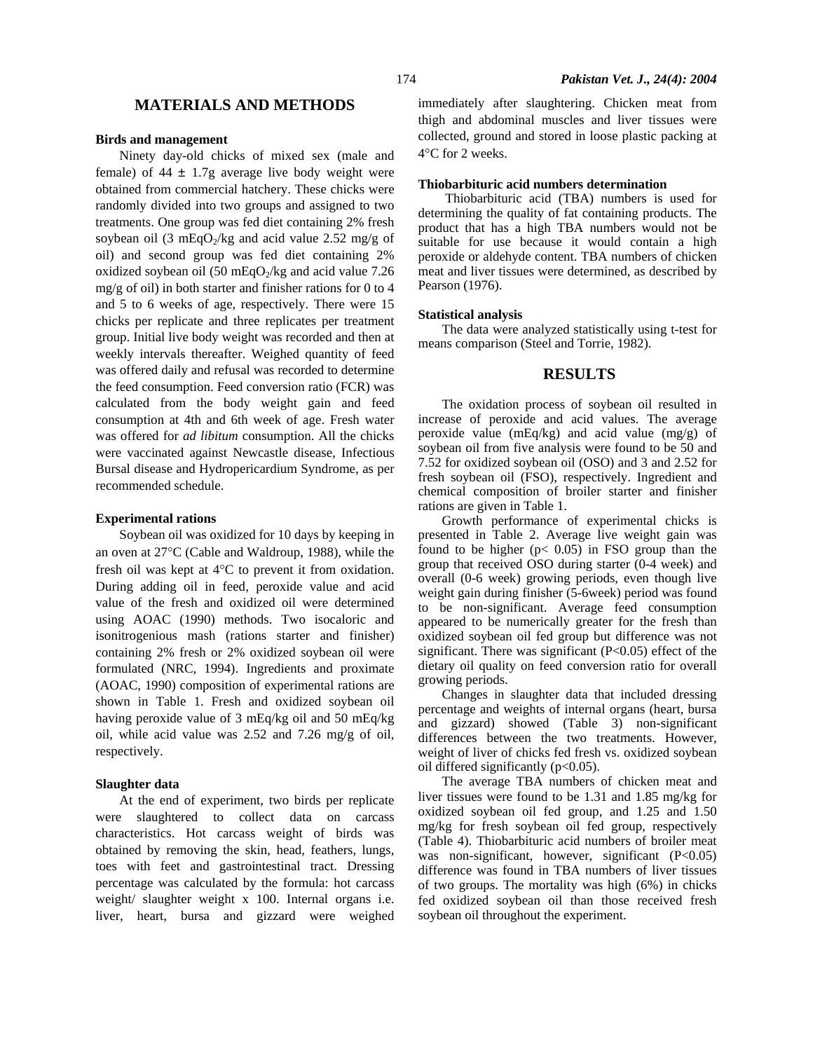## MATERIALS AND METHODS

### Birds and management

Ninety day-old chicks of mixed sex (male and female) of 44 ± 1.7g average live body weight were obtained from commercial hatchery. These chicks were randomly divided into two groups and assigned to two treatments. One group was fed diet containing 2% fresh soybean oil (3 $mEqO_2$/kg and acid value 2.52 mg/g of oil) and second group was fed diet containing 2% oxidized soybean oil (50 $mEqO_2$/kg and acid value 7.26 mg/g of oil) in both starter and finisher rations for 0 to 4 and 5 to 6 weeks of age, respectively. There were 15 chicks per replicate and three replicates per treatment group. Initial live body weight was recorded and then at weekly intervals thereafter. Weighed quantity of feed was offered daily and refusal was recorded to determine the feed consumption. Feed conversion ratio (FCR) was calculated from the body weight gain and feed consumption at 4th and 6th week of age. Fresh water was offered for *ad libitum* consumption. All the chicks were vaccinated against Newcastle disease, Infectious Bursal disease and Hydropericardium Syndrome, as per recommended schedule.

### Experimental rations

Soybean oil was oxidized for 10 days by keeping in an oven at 27°C (Cable and Waldroup, 1988), while the fresh oil was kept at 4°C to prevent it from oxidation. During adding oil in feed, peroxide value and acid value of the fresh and oxidized oil were determined using AOAC (1990) methods. Two isocaloric and isonitrogenious mash (rations starter and finisher) containing 2% fresh or 2% oxidized soybean oil were formulated (NRC, 1994). Ingredients and proximate (AOAC, 1990) composition of experimental rations are shown in Table 1. Fresh and oxidized soybean oil having peroxide value of 3 mEq/kg oil and 50 mEq/kg oil, while acid value was 2.52 and 7.26 mg/g of oil, respectively.

### Slaughter data

At the end of experiment, two birds per replicate were slaughtered to collect data on carcass characteristics. Hot carcass weight of birds was obtained by removing the skin, head, feathers, lungs, toes with feet and gastrointestinal tract. Dressing percentage was calculated by the formula: hot carcass weight/ slaughter weight x 100. Internal organs i.e. liver, heart, bursa and gizzard were weighed immediately after slaughtering. Chicken meat from thigh and abdominal muscles and liver tissues were collected, ground and stored in loose plastic packing at 4°C for 2 weeks.

### Thiobarbituric acid numbers determination

Thiobarbituric acid (TBA) numbers is used for determining the quality of fat containing products. The product that has a high TBA numbers would not be suitable for use because it would contain a high peroxide or aldehyde content. TBA numbers of chicken meat and liver tissues were determined, as described by Pearson (1976).

### Statistical analysis

The data were analyzed statistically using t-test for means comparison (Steel and Torrie, 1982).

## RESULTS

The oxidation process of soybean oil resulted in increase of peroxide and acid values. The average peroxide value (mEq/kg) and acid value (mg/g) of soybean oil from five analysis were found to be 50 and 7.52 for oxidized soybean oil (OSO) and 3 and 2.52 for fresh soybean oil (FSO), respectively. Ingredient and chemical composition of broiler starter and finisher rations are given in Table 1.

Growth performance of experimental chicks is presented in Table 2. Average live weight gain was found to be higher ($p< 0.05$) in FSO group than the group that received OSO during starter (0-4 week) and overall (0-6 week) growing periods, even though live weight gain during finisher (5-6week) period was found to be non-significant. Average feed consumption appeared to be numerically greater for the fresh than oxidized soybean oil fed group but difference was not significant. There was significant ($P<0.05$) effect of the dietary oil quality on feed conversion ratio for overall growing periods.

Changes in slaughter data that included dressing percentage and weights of internal organs (heart, bursa and gizzard) showed (Table 3) non-significant differences between the two treatments. However, weight of liver of chicks fed fresh vs. oxidized soybean oil differed significantly ($p<0.05$).

The average TBA numbers of chicken meat and liver tissues were found to be 1.31 and 1.85 mg/kg for oxidized soybean oil fed group, and 1.25 and 1.50 mg/kg for fresh soybean oil fed group, respectively (Table 4). Thiobarbituric acid numbers of broiler meat was non-significant, however, significant ($P<0.05$) difference was found in TBA numbers of liver tissues of two groups. The mortality was high (6%) in chicks fed oxidized soybean oil than those received fresh soybean oil throughout the experiment.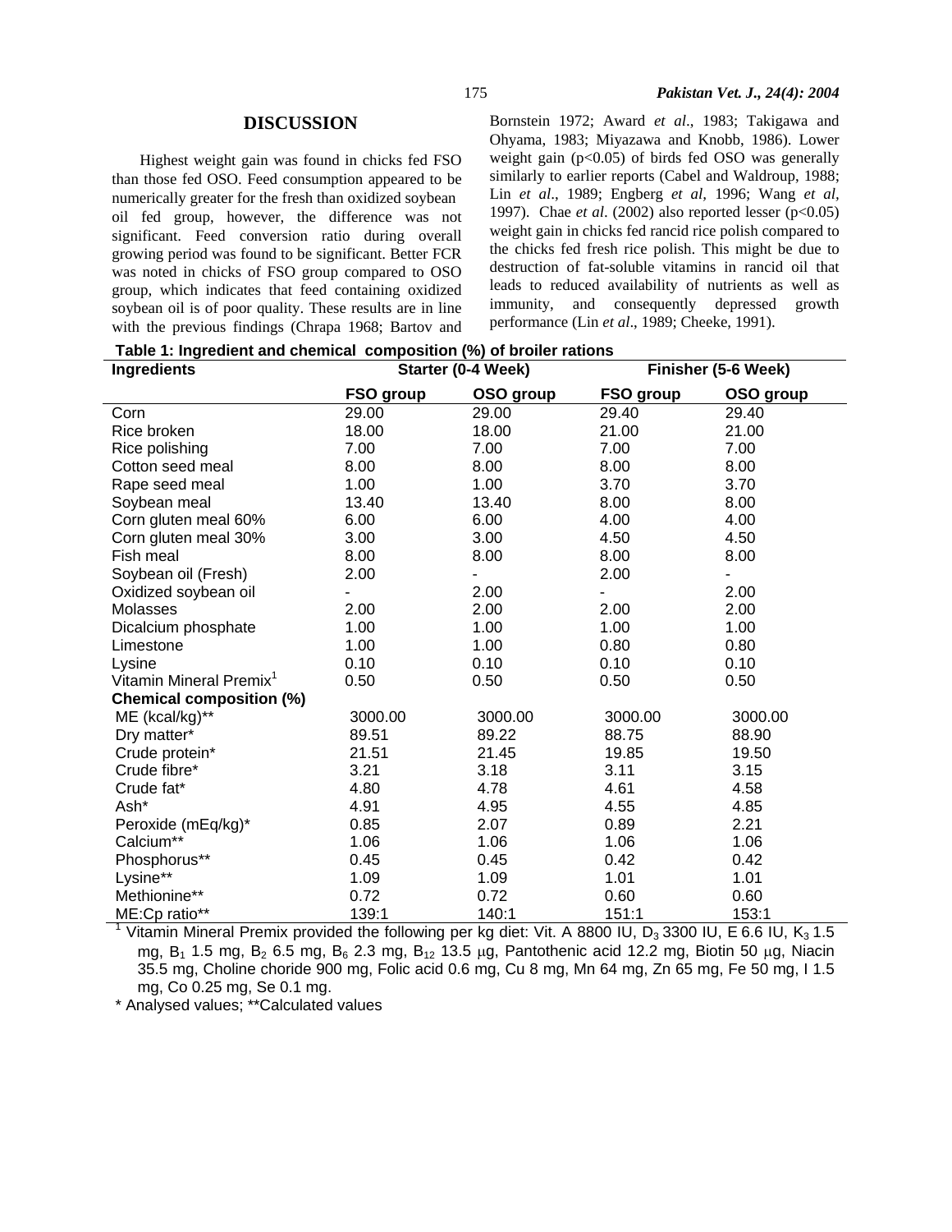## DISCUSSION

Highest weight gain was found in chicks fed FSO than those fed OSO. Feed consumption appeared to be numerically greater for the fresh than oxidized soybean oil fed group, however, the difference was not significant. Feed conversion ratio during overall growing period was found to be significant. Better FCR was noted in chicks of FSO group compared to OSO group, which indicates that feed containing oxidized soybean oil is of poor quality. These results are in line with the previous findings (Chrapa 1968; Bartov and Bornstein 1972; Award *et al*., 1983; Takigawa and Ohyama, 1983; Miyazawa and Knobb, 1986). Lower weight gain ($p<0.05$) of birds fed OSO was generally similarly to earlier reports (Cabel and Waldroup, 1988; Lin *et al*., 1989; Engberg *et al*, 1996; Wang *et al*, 1997). Chae *et al*. (2002) also reported lesser ($p<0.05$) weight gain in chicks fed rancid rice polish compared to the chicks fed fresh rice polish. This might be due to destruction of fat-soluble vitamins in rancid oil that leads to reduced availability of nutrients as well as immunity, and consequently depressed growth performance (Lin *et al*., 1989; Cheeke, 1991).

**Table 1: Ingredient and chemical composition (%) of broiler rations**

| Ingredients | Starter (0-4 Week) | | Finisher (5-6 Week) | |
|---|---|---|---|---|
| | **FSO group** | **OSO group** | **FSO group** | **OSO group** |
| Corn | 29.00 | 29.00 | 29.40 | 29.40 |
| Rice broken | 18.00 | 18.00 | 21.00 | 21.00 |
| Rice polishing | 7.00 | 7.00 | 7.00 | 7.00 |
| Cotton seed meal | 8.00 | 8.00 | 8.00 | 8.00 |
| Rape seed meal | 1.00 | 1.00 | 3.70 | 3.70 |
| Soybean meal | 13.40 | 13.40 | 8.00 | 8.00 |
| Corn gluten meal 60% | 6.00 | 6.00 | 4.00 | 4.00 |
| Corn gluten meal 30% | 3.00 | 3.00 | 4.50 | 4.50 |
| Fish meal | 8.00 | 8.00 | 8.00 | 8.00 |
| Soybean oil (Fresh) | 2.00 | - | 2.00 | - |
| Oxidized soybean oil | - | 2.00 | - | 2.00 |
| Molasses | 2.00 | 2.00 | 2.00 | 2.00 |
| Dicalcium phosphate | 1.00 | 1.00 | 1.00 | 1.00 |
| Limestone | 1.00 | 1.00 | 0.80 | 0.80 |
| Lysine | 0.10 | 0.10 | 0.10 | 0.10 |
| Vitamin Mineral Premix[1] | 0.50 | 0.50 | 0.50 | 0.50 |
| **Chemical composition (%)** | | | | |
| ME (kcal/kg)** | 3000.00 | 3000.00 | 3000.00 | 3000.00 |
| Dry matter* | 89.51 | 89.22 | 88.75 | 88.90 |
| Crude protein* | 21.51 | 21.45 | 19.85 | 19.50 |
| Crude fibre* | 3.21 | 3.18 | 3.11 | 3.15 |
| Crude fat* | 4.80 | 4.78 | 4.61 | 4.58 |
| Ash* | 4.91 | 4.95 | 4.55 | 4.85 |
| Peroxide (mEq/kg)* | 0.85 | 2.07 | 0.89 | 2.21 |
| Calcium** | 1.06 | 1.06 | 1.06 | 1.06 |
| Phosphorus** | 0.45 | 0.45 | 0.42 | 0.42 |
| Lysine** | 1.09 | 1.09 | 1.01 | 1.01 |
| Methionine** | 0.72 | 0.72 | 0.60 | 0.60 |
| ME:Cp ratio** | 139:1 | 140:1 | 151:1 | 153:1 |

[1] Vitamin Mineral Premix provided the following per kg diet: Vit. A 8800 IU, $D_3$ 3300 IU, E 6.6 IU, $K_3$ 1.5 mg, $B_1$ 1.5 mg, $B_2$ 6.5 mg, $B_6$ 2.3 mg, $B_{12}$ 13.5 μg, Pantothenic acid 12.2 mg, Biotin 50 μg, Niacin 35.5 mg, Choline choride 900 mg, Folic acid 0.6 mg, Cu 8 mg, Mn 64 mg, Zn 65 mg, Fe 50 mg, I 1.5 mg, Co 0.25 mg, Se 0.1 mg.

\* Analysed values; **Calculated values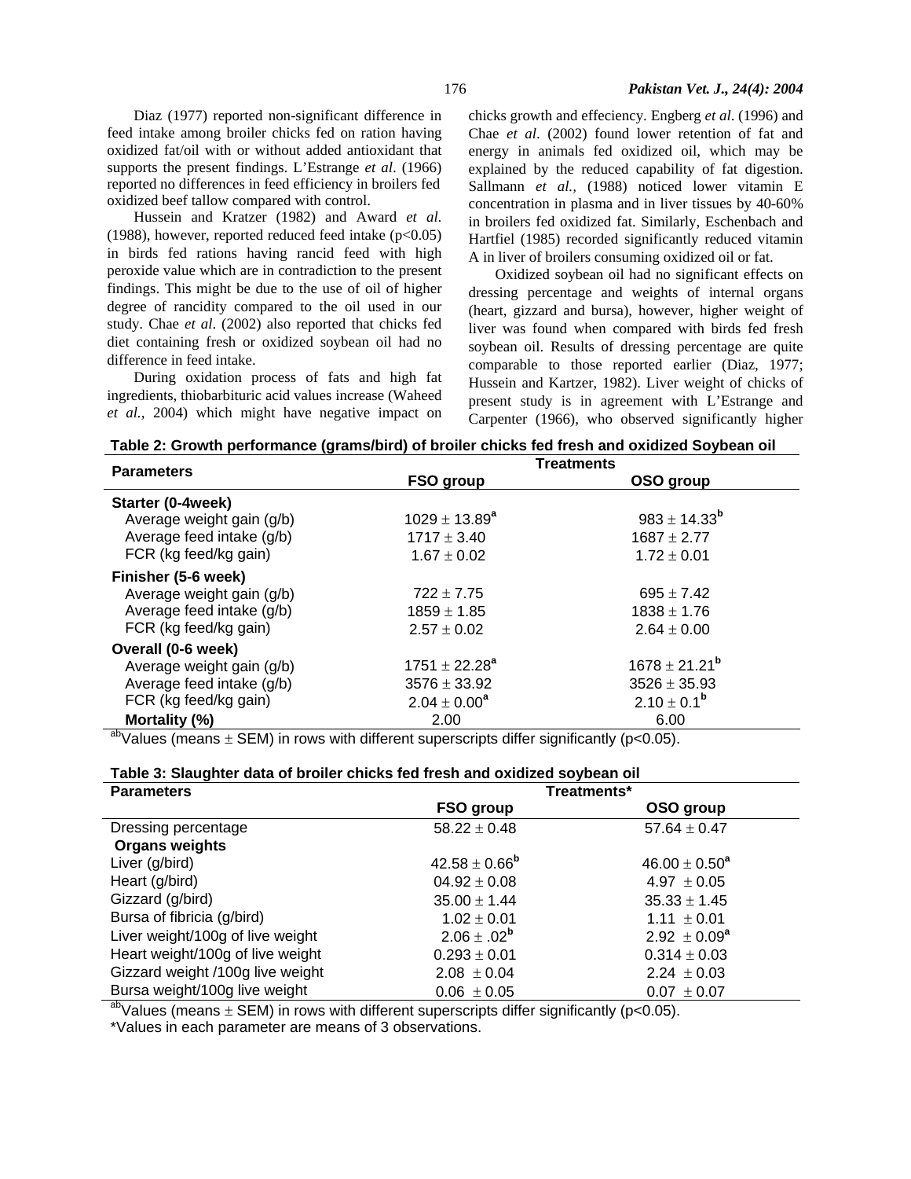Diaz (1977) reported non-significant difference in feed intake among broiler chicks fed on ration having oxidized fat/oil with or without added antioxidant that supports the present findings. L'Estrange *et al*. (1966) reported no differences in feed efficiency in broilers fed oxidized beef tallow compared with control.

Hussein and Kratzer (1982) and Award *et al*. (1988), however, reported reduced feed intake ($p<0.05$) in birds fed rations having rancid feed with high peroxide value which are in contradiction to the present findings. This might be due to the use of oil of higher degree of rancidity compared to the oil used in our study. Chae *et al*. (2002) also reported that chicks fed diet containing fresh or oxidized soybean oil had no difference in feed intake.

During oxidation process of fats and high fat ingredients, thiobarbituric acid values increase (Waheed *et al.*, 2004) which might have negative impact on chicks growth and effeciency. Engberg *et al*. (1996) and Chae *et al*. (2002) found lower retention of fat and energy in animals fed oxidized oil, which may be explained by the reduced capability of fat digestion. Sallmann *et al.*, (1988) noticed lower vitamin E concentration in plasma and in liver tissues by 40-60% in broilers fed oxidized fat. Similarly, Eschenbach and Hartfiel (1985) recorded significantly reduced vitamin A in liver of broilers consuming oxidized oil or fat.

Oxidized soybean oil had no significant effects on dressing percentage and weights of internal organs (heart, gizzard and bursa), however, higher weight of liver was found when compared with birds fed fresh soybean oil. Results of dressing percentage are quite comparable to those reported earlier (Diaz, 1977; Hussein and Kartzer, 1982). Liver weight of chicks of present study is in agreement with L'Estrange and Carpenter (1966), who observed significantly higher

**Table 2: Growth performance (grams/bird) of broiler chicks fed fresh and oxidized Soybean oil**

| Parameters | Treatments | |
|---|---|---|
| | **FSO group** | **OSO group** |
| **Starter (0-4week)** | | |
| Average weight gain (g/b) | $1029 \pm 13.89^{a}$ | $983 \pm 14.33^{b}$ |
| Average feed intake (g/b) | $1717 \pm 3.40$ | $1687 \pm 2.77$ |
| FCR (kg feed/kg gain) | $1.67 \pm 0.02$ | $1.72 \pm 0.01$ |
| **Finisher (5-6 week)** | | |
| Average weight gain (g/b) | $722 \pm 7.75$ | $695 \pm 7.42$ |
| Average feed intake (g/b) | $1859 \pm 1.85$ | $1838 \pm 1.76$ |
| FCR (kg feed/kg gain) | $2.57 \pm 0.02$ | $2.64 \pm 0.00$ |
| **Overall (0-6 week)** | | |
| Average weight gain (g/b) | $1751 \pm 22.28^{a}$ | $1678 \pm 21.21^{b}$ |
| Average feed intake (g/b) | $3576 \pm 33.92$ | $3526 \pm 35.93$ |
| FCR (kg feed/kg gain) | $2.04 \pm 0.00^{a}$ | $2.10 \pm 0.1^{b}$ |
| **Mortality (%)** | 2.00 | 6.00 |

$^{ab}$Values (means $\pm$ SEM) in rows with different superscripts differ significantly ($p<0.05$).

**Table 3: Slaughter data of broiler chicks fed fresh and oxidized soybean oil**

| Parameters | Treatments* | |
|---|---|---|
| | **FSO group** | **OSO group** |
| Dressing percentage | $58.22 \pm 0.48$ | $57.64 \pm 0.47$ |
| **Organs weights** | | |
| Liver (g/bird) | $42.58 \pm 0.66^{b}$ | $46.00 \pm 0.50^{a}$ |
| Heart (g/bird) | $04.92 \pm 0.08$ | $4.97 \pm 0.05$ |
| Gizzard (g/bird) | $35.00 \pm 1.44$ | $35.33 \pm 1.45$ |
| Bursa of fibricia (g/bird) | $1.02 \pm 0.01$ | $1.11 \pm 0.01$ |
| Liver weight/100g of live weight | $2.06 \pm .02^{b}$ | $2.92 \pm 0.09^{a}$ |
| Heart weight/100g of live weight | $0.293 \pm 0.01$ | $0.314 \pm 0.03$ |
| Gizzard weight /100g live weight | $2.08 \pm 0.04$ | $2.24 \pm 0.03$ |
| Bursa weight/100g live weight | $0.06 \pm 0.05$ | $0.07 \pm 0.07$ |

$^{ab}$Values (means $\pm$ SEM) in rows with different superscripts differ significantly ($p<0.05$).

*Values in each parameter are means of 3 observations.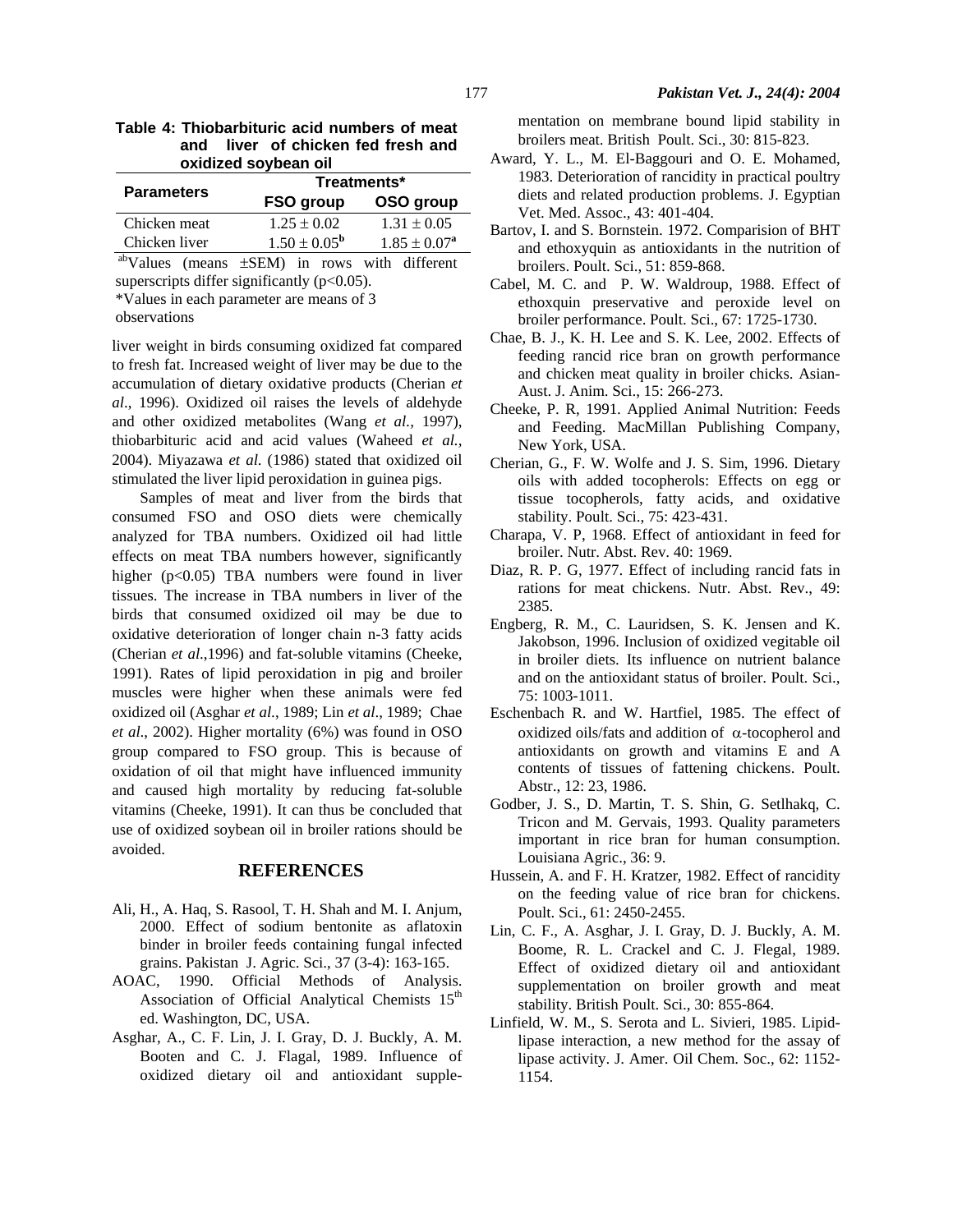**Table 4: Thiobarbituric acid numbers of meat and liver of chicken fed fresh and oxidized soybean oil**

| Parameters | Treatments* | |
|---|---|---|
| | **FSO group** | **OSO group** |
| Chicken meat | $1.25 \pm 0.02$ | $1.31 \pm 0.05$ |
| Chicken liver | $1.50 \pm 0.05^{b}$ | $1.85 \pm 0.07^{a}$ |

[ab]Values (means ±SEM) in rows with different superscripts differ significantly ($p<0.05$).

*Values in each parameter are means of 3 observations

liver weight in birds consuming oxidized fat compared to fresh fat. Increased weight of liver may be due to the accumulation of dietary oxidative products (Cherian *et al*., 1996). Oxidized oil raises the levels of aldehyde and other oxidized metabolites (Wang *et al.*, 1997), thiobarbituric acid and acid values (Waheed *et al.*, 2004). Miyazawa *et al.* (1986) stated that oxidized oil stimulated the liver lipid peroxidation in guinea pigs.

Samples of meat and liver from the birds that consumed FSO and OSO diets were chemically analyzed for TBA numbers. Oxidized oil had little effects on meat TBA numbers however, significantly higher ($p<0.05$) TBA numbers were found in liver tissues. The increase in TBA numbers in liver of the birds that consumed oxidized oil may be due to oxidative deterioration of longer chain n-3 fatty acids (Cherian *et al*.,1996) and fat-soluble vitamins (Cheeke, 1991). Rates of lipid peroxidation in pig and broiler muscles were higher when these animals were fed oxidized oil (Asghar *et al.*, 1989; Lin *et al*., 1989; Chae *et al*., 2002). Higher mortality (6%) was found in OSO group compared to FSO group. This is because of oxidation of oil that might have influenced immunity and caused high mortality by reducing fat-soluble vitamins (Cheeke, 1991). It can thus be concluded that use of oxidized soybean oil in broiler rations should be avoided.

## REFERENCES

Ali, H., A. Haq, S. Rasool, T. H. Shah and M. I. Anjum, 2000. Effect of sodium bentonite as aflatoxin binder in broiler feeds containing fungal infected grains. Pakistan J. Agric. Sci., 37 (3-4): 163-165.

AOAC, 1990. Official Methods of Analysis. Association of Official Analytical Chemists 15th ed. Washington, DC, USA.

Asghar, A., C. F. Lin, J. I. Gray, D. J. Buckly, A. M. Booten and C. J. Flagal, 1989. Influence of oxidized dietary oil and antioxidant supplementation on membrane bound lipid stability in broilers meat. British Poult. Sci., 30: 815-823.

Award, Y. L., M. El-Baggouri and O. E. Mohamed, 1983. Deterioration of rancidity in practical poultry diets and related production problems. J. Egyptian Vet. Med. Assoc., 43: 401-404.

Bartov, I. and S. Bornstein. 1972. Comparision of BHT and ethoxyquin as antioxidants in the nutrition of broilers. Poult. Sci., 51: 859-868.

Cabel, M. C. and P. W. Waldroup, 1988. Effect of ethoxquin preservative and peroxide level on broiler performance. Poult. Sci., 67: 1725-1730.

Chae, B. J., K. H. Lee and S. K. Lee, 2002. Effects of feeding rancid rice bran on growth performance and chicken meat quality in broiler chicks. Asian-Aust. J. Anim. Sci., 15: 266-273.

Cheeke, P. R, 1991. Applied Animal Nutrition: Feeds and Feeding. MacMillan Publishing Company, New York, USA.

Cherian, G., F. W. Wolfe and J. S. Sim, 1996. Dietary oils with added tocopherols: Effects on egg or tissue tocopherols, fatty acids, and oxidative stability. Poult. Sci., 75: 423-431.

Charapa, V. P, 1968. Effect of antioxidant in feed for broiler. Nutr. Abst. Rev. 40: 1969.

Diaz, R. P. G, 1977. Effect of including rancid fats in rations for meat chickens. Nutr. Abst. Rev., 49: 2385.

Engberg, R. M., C. Lauridsen, S. K. Jensen and K. Jakobson, 1996. Inclusion of oxidized vegitable oil in broiler diets. Its influence on nutrient balance and on the antioxidant status of broiler. Poult. Sci., 75: 1003-1011.

Eschenbach R. and W. Hartfiel, 1985. The effect of oxidized oils/fats and addition of $\alpha$-tocopherol and antioxidants on growth and vitamins E and A contents of tissues of fattening chickens. Poult. Abstr., 12: 23, 1986.

Godber, J. S., D. Martin, T. S. Shin, G. Setlhakq, C. Tricon and M. Gervais, 1993. Quality parameters important in rice bran for human consumption. Louisiana Agric., 36: 9.

Hussein, A. and F. H. Kratzer, 1982. Effect of rancidity on the feeding value of rice bran for chickens. Poult. Sci., 61: 2450-2455.

Lin, C. F., A. Asghar, J. I. Gray, D. J. Buckly, A. M. Boome, R. L. Crackel and C. J. Flegal, 1989. Effect of oxidized dietary oil and antioxidant supplementation on broiler growth and meat stability. British Poult. Sci., 30: 855-864.

Linfield, W. M., S. Serota and L. Sivieri, 1985. Lipid-lipase interaction, a new method for the assay of lipase activity. J. Amer. Oil Chem. Soc., 62: 1152-1154.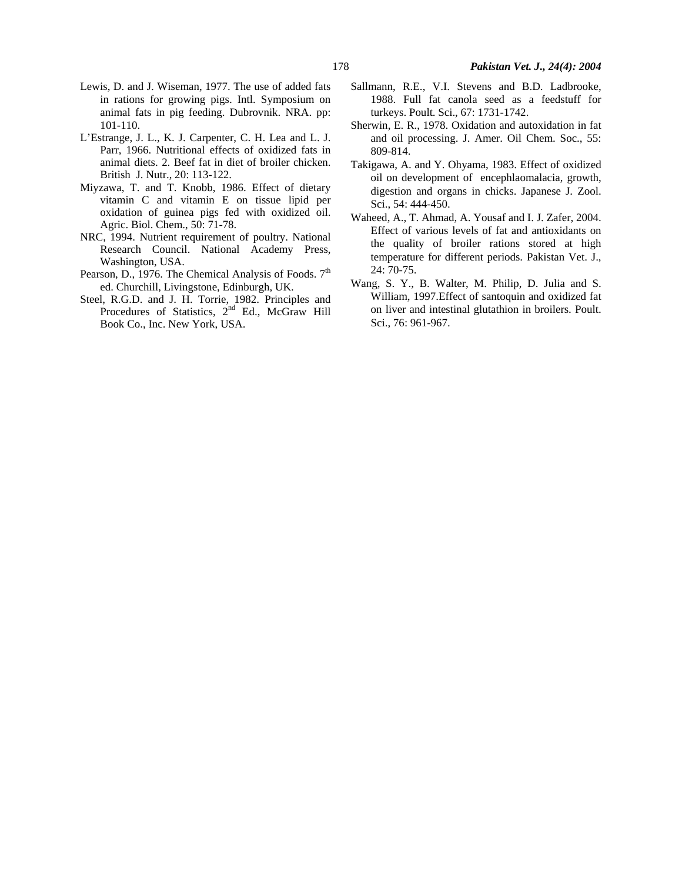Lewis, D. and J. Wiseman, 1977. The use of added fats in rations for growing pigs. Intl. Symposium on animal fats in pig feeding. Dubrovnik. NRA. pp: 101-110.

L'Estrange, J. L., K. J. Carpenter, C. H. Lea and L. J. Parr, 1966. Nutritional effects of oxidized fats in animal diets. 2. Beef fat in diet of broiler chicken. British J. Nutr., 20: 113-122.

Miyzawa, T. and T. Knobb, 1986. Effect of dietary vitamin C and vitamin E on tissue lipid per oxidation of guinea pigs fed with oxidized oil. Agric. Biol. Chem., 50: 71-78.

NRC, 1994. Nutrient requirement of poultry. National Research Council. National Academy Press, Washington, USA.

Pearson, D., 1976. The Chemical Analysis of Foods. 7th ed. Churchill, Livingstone, Edinburgh, UK.

Steel, R.G.D. and J. H. Torrie, 1982. Principles and Procedures of Statistics, 2nd Ed., McGraw Hill Book Co., Inc. New York, USA.

Sallmann, R.E., V.I. Stevens and B.D. Ladbrooke, 1988. Full fat canola seed as a feedstuff for turkeys. Poult. Sci., 67: 1731-1742.

Sherwin, E. R., 1978. Oxidation and autoxidation in fat and oil processing. J. Amer. Oil Chem. Soc., 55: 809-814.

Takigawa, A. and Y. Ohyama, 1983. Effect of oxidized oil on development of encephlaomalacia, growth, digestion and organs in chicks. Japanese J. Zool. Sci., 54: 444-450.

Waheed, A., T. Ahmad, A. Yousaf and I. J. Zafer, 2004. Effect of various levels of fat and antioxidants on the quality of broiler rations stored at high temperature for different periods. Pakistan Vet. J., 24: 70-75.

Wang, S. Y., B. Walter, M. Philip, D. Julia and S. William, 1997.Effect of santoquin and oxidized fat on liver and intestinal glutathion in broilers. Poult. Sci., 76: 961-967.